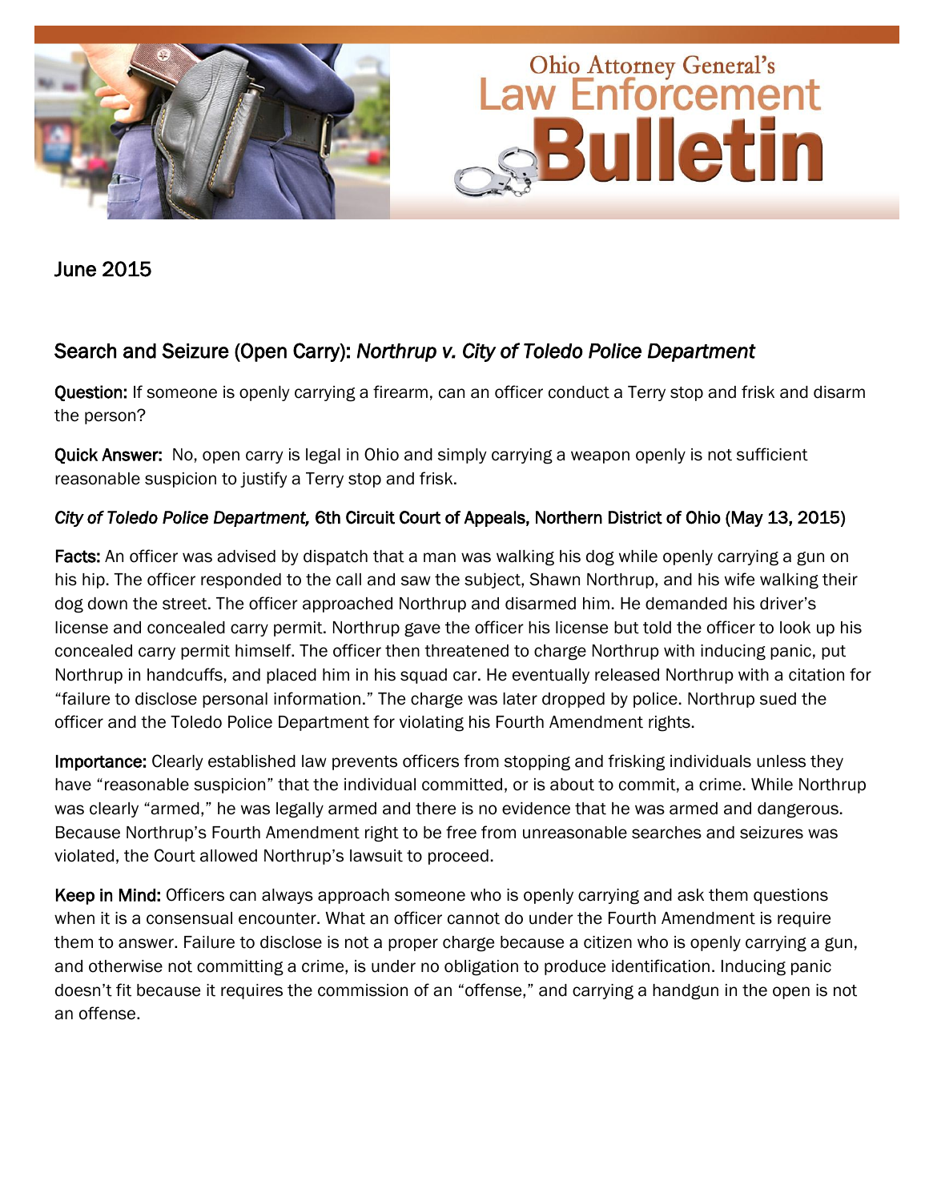# Ohio Attorney General's Law Enforcement Bulletin

June 2015

## Search and Seizure (Open Carry): *Northrup v. City of Toledo Police Department*

**Question:** If someone is openly carrying a firearm, can an officer conduct a Terry stop and frisk and disarm the person?

**Quick Answer:** No, open carry is legal in Ohio and simply carrying a weapon openly is not sufficient reasonable suspicion to justify a Terry stop and frisk.

*City of Toledo Police Department,* 6th Circuit Court of Appeals, Northern District of Ohio (May 13, 2015)

**Facts:** An officer was advised by dispatch that a man was walking his dog while openly carrying a gun on his hip. The officer responded to the call and saw the subject, Shawn Northrup, and his wife walking their dog down the street. The officer approached Northrup and disarmed him. He demanded his driver's license and concealed carry permit. Northrup gave the officer his license but told the officer to look up his concealed carry permit himself. The officer then threatened to charge Northrup with inducing panic, put Northrup in handcuffs, and placed him in his squad car. He eventually released Northrup with a citation for "failure to disclose personal information." The charge was later dropped by police. Northrup sued the officer and the Toledo Police Department for violating his Fourth Amendment rights.

**Importance:** Clearly established law prevents officers from stopping and frisking individuals unless they have "reasonable suspicion" that the individual committed, or is about to commit, a crime. While Northrup was clearly "armed," he was legally armed and there is no evidence that he was armed and dangerous. Because Northrup's Fourth Amendment right to be free from unreasonable searches and seizures was violated, the Court allowed Northrup's lawsuit to proceed.

**Keep in Mind:** Officers can always approach someone who is openly carrying and ask them questions when it is a consensual encounter. What an officer cannot do under the Fourth Amendment is require them to answer. Failure to disclose is not a proper charge because a citizen who is openly carrying a gun, and otherwise not committing a crime, is under no obligation to produce identification. Inducing panic doesn't fit because it requires the commission of an "offense," and carrying a handgun in the open is not an offense.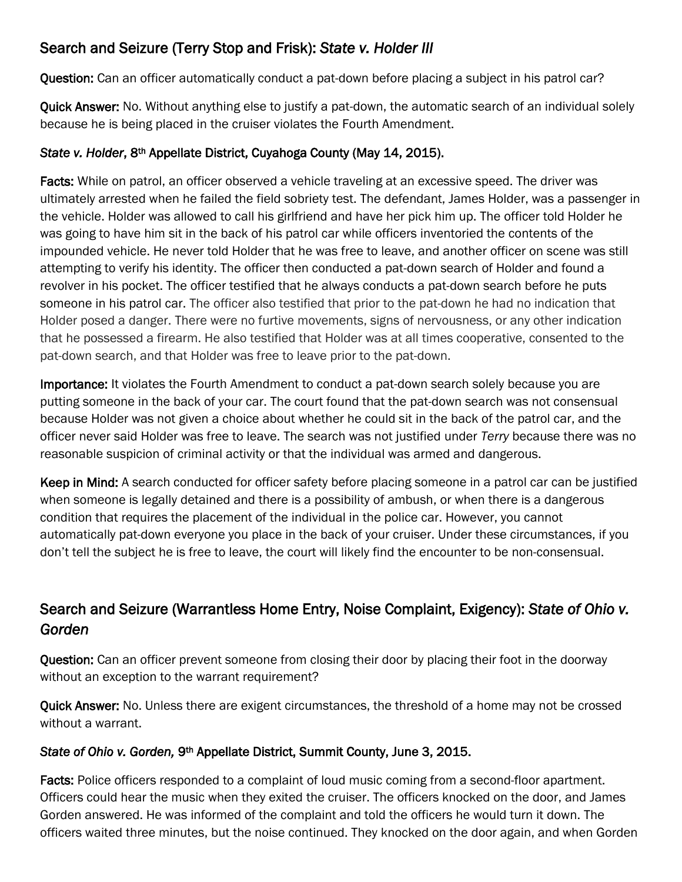## Search and Seizure (Terry Stop and Frisk): *State v. Holder III*

**Question:** Can an officer automatically conduct a pat-down before placing a subject in his patrol car?

**Quick Answer:** No. Without anything else to justify a pat-down, the automatic search of an individual solely because he is being placed in the cruiser violates the Fourth Amendment.

### *State v. Holder*, 8th Appellate District, Cuyahoga County (May 14, 2015).

**Facts:** While on patrol, an officer observed a vehicle traveling at an excessive speed. The driver was ultimately arrested when he failed the field sobriety test. The defendant, James Holder, was a passenger in the vehicle. Holder was allowed to call his girlfriend and have her pick him up. The officer told Holder he was going to have him sit in the back of his patrol car while officers inventoried the contents of the impounded vehicle. He never told Holder that he was free to leave, and another officer on scene was still attempting to verify his identity. The officer then conducted a pat-down search of Holder and found a revolver in his pocket. The officer testified that he always conducts a pat-down search before he puts someone in his patrol car. The officer also testified that prior to the pat-down he had no indication that Holder posed a danger. There were no furtive movements, signs of nervousness, or any other indication that he possessed a firearm. He also testified that Holder was at all times cooperative, consented to the pat-down search, and that Holder was free to leave prior to the pat-down.

**Importance:** It violates the Fourth Amendment to conduct a pat-down search solely because you are putting someone in the back of your car. The court found that the pat-down search was not consensual because Holder was not given a choice about whether he could sit in the back of the patrol car, and the officer never said Holder was free to leave. The search was not justified under *Terry* because there was no reasonable suspicion of criminal activity or that the individual was armed and dangerous.

**Keep in Mind:** A search conducted for officer safety before placing someone in a patrol car can be justified when someone is legally detained and there is a possibility of ambush, or when there is a dangerous condition that requires the placement of the individual in the police car. However, you cannot automatically pat-down everyone you place in the back of your cruiser. Under these circumstances, if you don't tell the subject he is free to leave, the court will likely find the encounter to be non-consensual.

## Search and Seizure (Warrantless Home Entry, Noise Complaint, Exigency): *State of Ohio v. Gorden*

**Question:** Can an officer prevent someone from closing their door by placing their foot in the doorway without an exception to the warrant requirement?

**Quick Answer:** No. Unless there are exigent circumstances, the threshold of a home may not be crossed without a warrant.

### *State of Ohio v. Gorden,* 9th Appellate District, Summit County, June 3, 2015.

**Facts:** Police officers responded to a complaint of loud music coming from a second-floor apartment. Officers could hear the music when they exited the cruiser. The officers knocked on the door, and James Gorden answered. He was informed of the complaint and told the officers he would turn it down. The officers waited three minutes, but the noise continued. They knocked on the door again, and when Gorden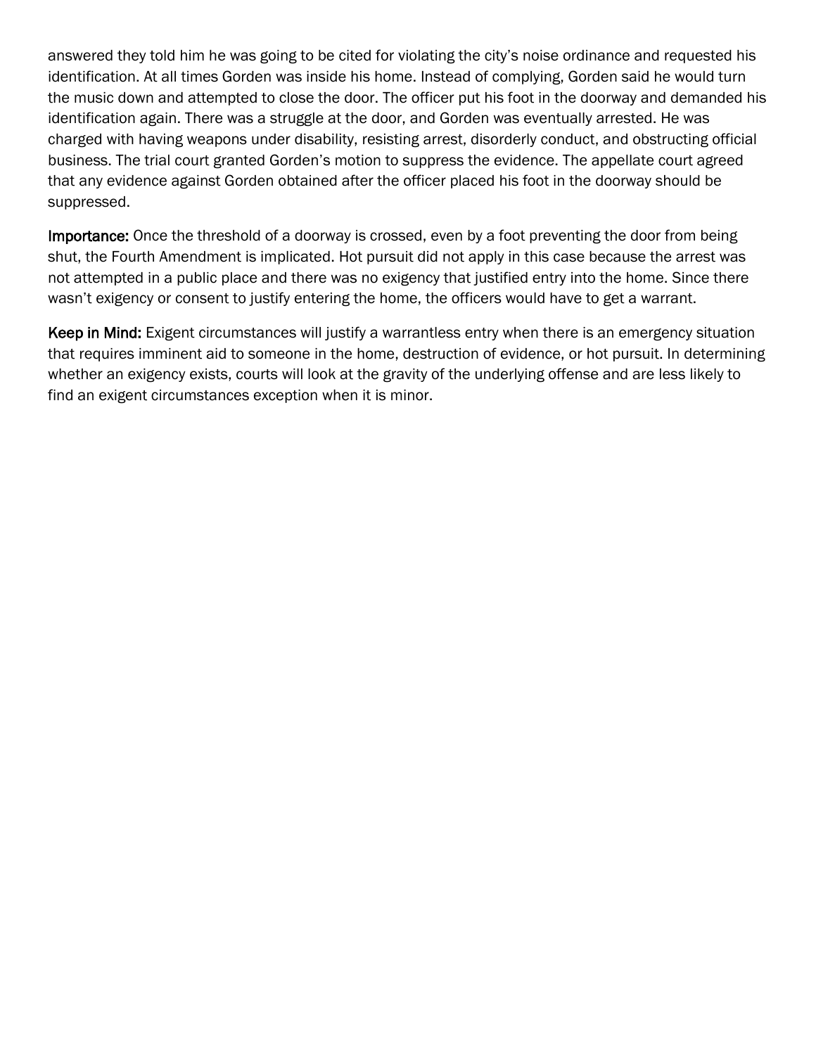answered they told him he was going to be cited for violating the city's noise ordinance and requested his identification. At all times Gorden was inside his home. Instead of complying, Gorden said he would turn the music down and attempted to close the door. The officer put his foot in the doorway and demanded his identification again. There was a struggle at the door, and Gorden was eventually arrested. He was charged with having weapons under disability, resisting arrest, disorderly conduct, and obstructing official business. The trial court granted Gorden's motion to suppress the evidence. The appellate court agreed that any evidence against Gorden obtained after the officer placed his foot in the doorway should be suppressed.

**Importance:** Once the threshold of a doorway is crossed, even by a foot preventing the door from being shut, the Fourth Amendment is implicated. Hot pursuit did not apply in this case because the arrest was not attempted in a public place and there was no exigency that justified entry into the home. Since there wasn't exigency or consent to justify entering the home, the officers would have to get a warrant.

**Keep in Mind:** Exigent circumstances will justify a warrantless entry when there is an emergency situation that requires imminent aid to someone in the home, destruction of evidence, or hot pursuit. In determining whether an exigency exists, courts will look at the gravity of the underlying offense and are less likely to find an exigent circumstances exception when it is minor.